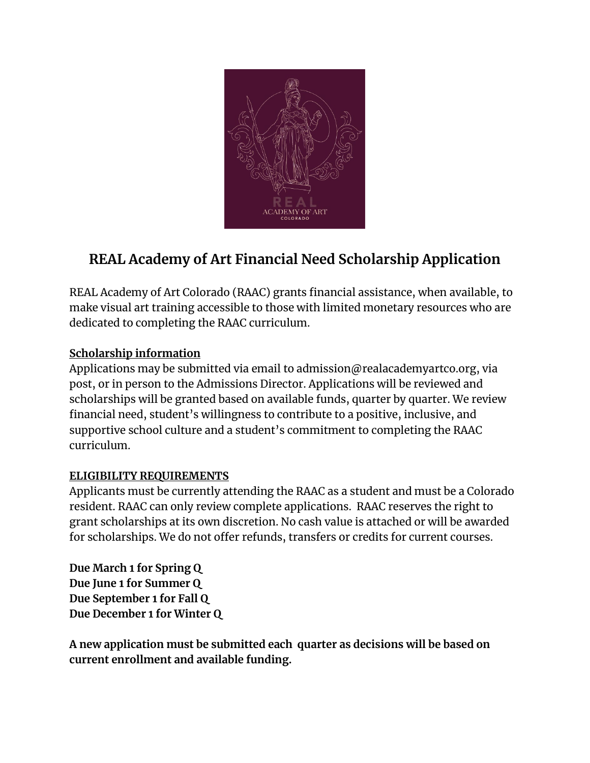# REAL Academy of Art Financial Need Scholarship Application

REAL Academy of Art Colorado (RAAC) grants financial assistance, when available, to make visual art training accessible to those with limited monetary resources who are dedicated to completing the RAAC curriculum.

**Scholarship information**

Applications may be submitted via email to admission@realacademyartco.org, via post, or in person to the Admissions Director. Applications will be reviewed and scholarships will be granted based on available funds, quarter by quarter. We review financial need, student's willingness to contribute to a positive, inclusive, and supportive school culture and a student's commitment to completing the RAAC curriculum.

**ELIGIBILITY REQUIREMENTS**

Applicants must be currently attending the RAAC as a student and must be a Colorado resident. RAAC can only review complete applications. RAAC reserves the right to grant scholarships at its own discretion. No cash value is attached or will be awarded for scholarships. We do not offer refunds, transfers or credits for current courses.

**Due March 1 for Spring Q**
**Due June 1 for Summer Q**
**Due September 1 for Fall Q**
**Due December 1 for Winter Q**

**A new application must be submitted each quarter as decisions will be based on current enrollment and available funding.**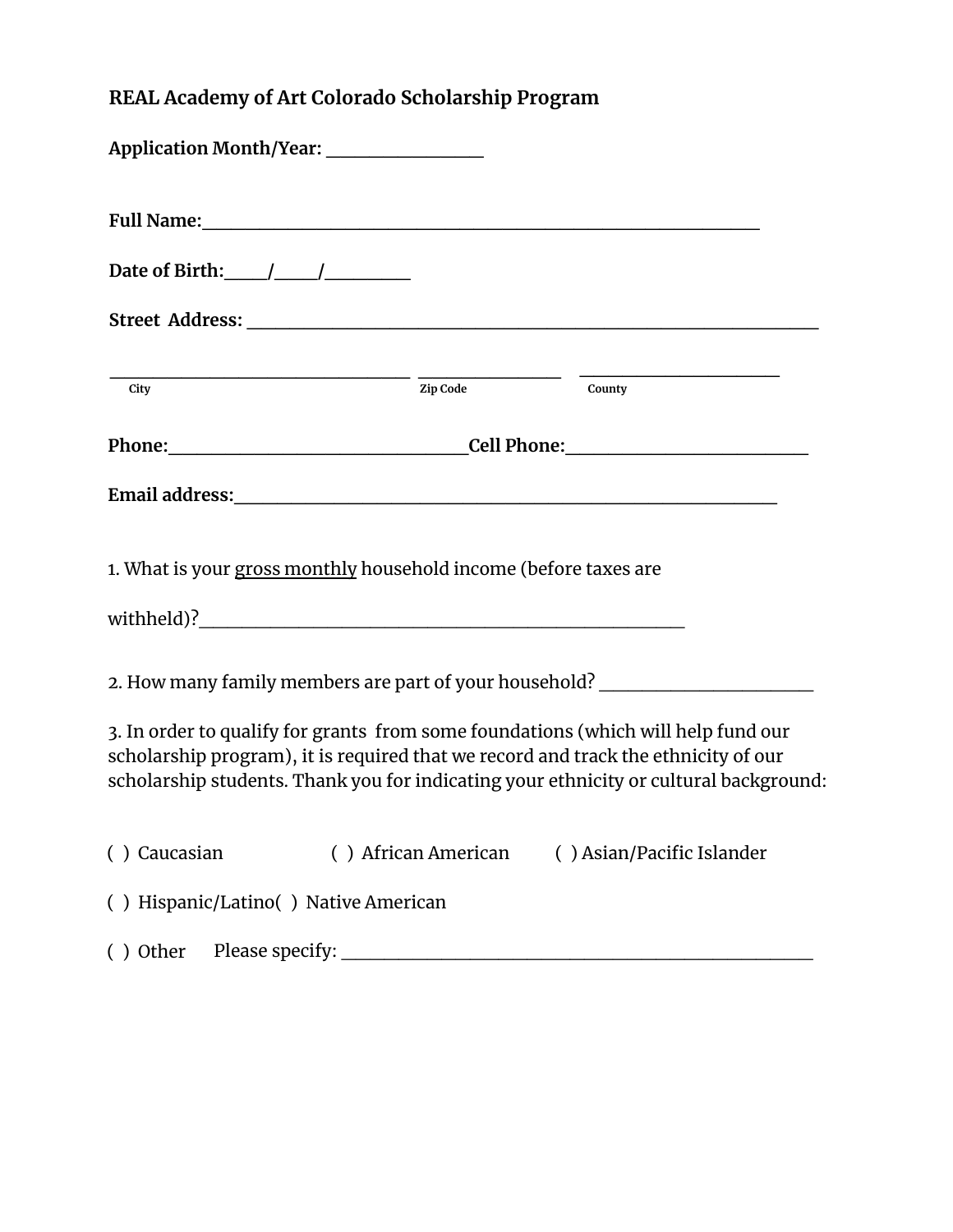**REAL Academy of Art Colorado Scholarship Program**

**Application Month/Year:** ________________

**Full Name:**___________________________________________________________

**Date of Birth:**____/____/_________

**Street Address:** ______________________________________________________________

_________________________________ _______________ ______________________
City Zip Code County

**Phone:**_________________________________**Cell Phone:**__________________________

**Email address:**____________________________________________________________

1. What is your <u>gross monthly</u> household income (before taxes are withheld)?_____________________________________________________

2. How many family members are part of your household? _______________________

3. In order to qualify for grants from some foundations (which will help fund our scholarship program), it is required that we record and track the ethnicity of our scholarship students. Thank you for indicating your ethnicity or cultural background:

( ) Caucasian ( ) African American ( ) Asian/Pacific Islander

( ) Hispanic/Latino ( ) Native American

( ) Other Please specify: ____________________________________________________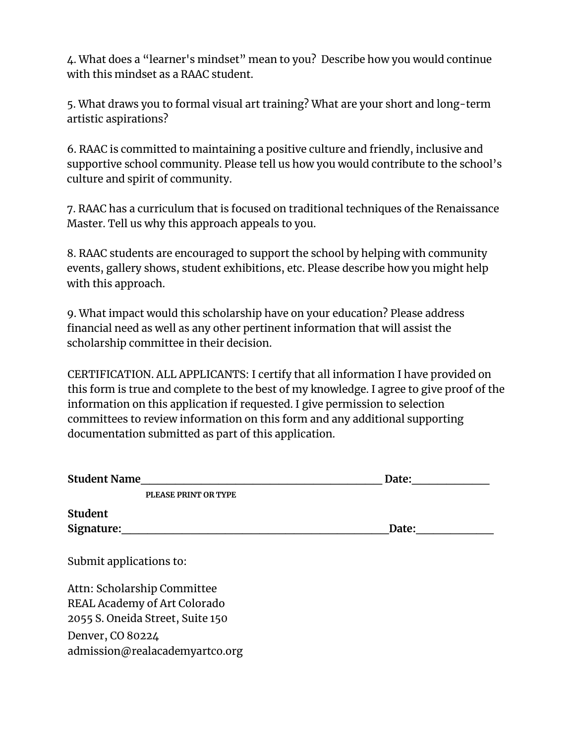4. What does a "learner's mindset" mean to you? Describe how you would continue with this mindset as a RAAC student.

5. What draws you to formal visual art training? What are your short and long-term artistic aspirations?

6. RAAC is committed to maintaining a positive culture and friendly, inclusive and supportive school community. Please tell us how you would contribute to the school's culture and spirit of community.

7. RAAC has a curriculum that is focused on traditional techniques of the Renaissance Master. Tell us why this approach appeals to you.

8. RAAC students are encouraged to support the school by helping with community events, gallery shows, student exhibitions, etc. Please describe how you might help with this approach.

9. What impact would this scholarship have on your education? Please address financial need as well as any other pertinent information that will assist the scholarship committee in their decision.

CERTIFICATION. ALL APPLICANTS: I certify that all information I have provided on this form is true and complete to the best of my knowledge. I agree to give proof of the information on this application if requested. I give permission to selection committees to review information on this form and any additional supporting documentation submitted as part of this application.

**Student Name**_____________________________________________ **Date:**______________

PLEASE PRINT OR TYPE

**Student Signature:**_________________________________________________ **Date:**______________

Submit applications to:

Attn: Scholarship Committee
REAL Academy of Art Colorado
2055 S. Oneida Street, Suite 150
Denver, CO 80224
admission@realacademyartco.org